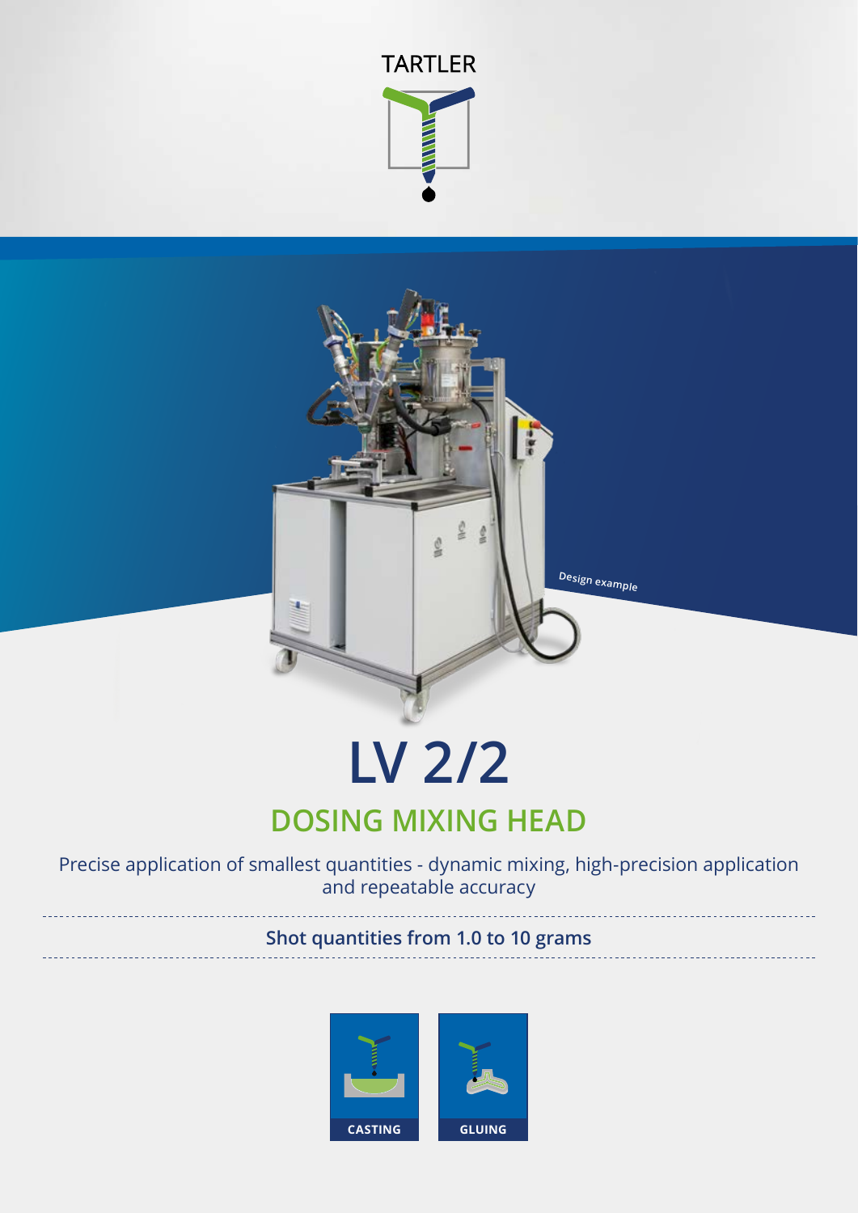TARTLER

*Design example*

# LV 2/2

## DOSING MIXING HEAD

Precise application of smallest quantities - dynamic mixing, high-precision application and repeatable accuracy

**Shot quantities from 1.0 to 10 grams**

CASTING

GLUING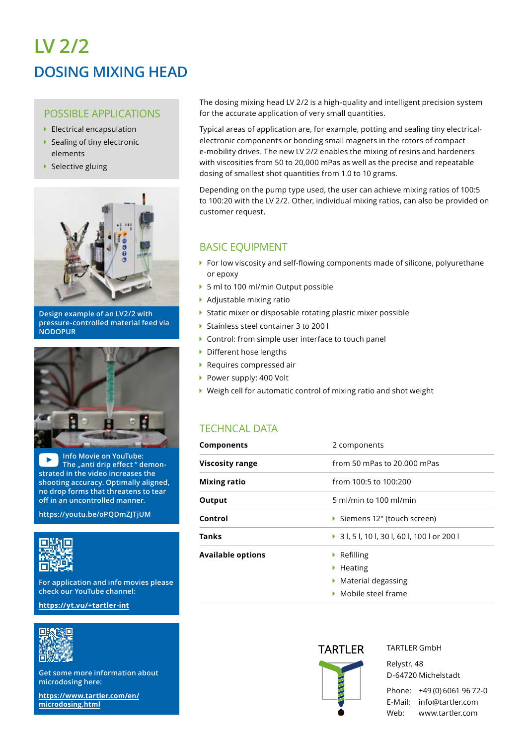# LV 2/2

## DOSING MIXING HEAD

### POSSIBLE APPLICATIONS

- Electrical encapsulation
- Sealing of tiny electronic elements
- Selective gluing

Design example of an LV2/2 with pressure-controlled material feed via NODOPUR

Info Movie on YouTube: The „anti drip effect " demonstrated in the video increases the shooting accuracy. Optimally aligned, no drop forms that threatens to tear off in an uncontrolled manner.

https://youtu.be/oPQDmZJTjUM

For application and info movies please check our YouTube channel:

**https://yt.vu/+tartler-int**

Get some more information about microdosing here:

**https://www.tartler.com/en/microdosing.html**

The dosing mixing head LV 2/2 is a high-quality and intelligent precision system for the accurate application of very small quantities.

Typical areas of application are, for example, potting and sealing tiny electrical-electronic components or bonding small magnets in the rotors of compact e-mobility drives. The new LV 2/2 enables the mixing of resins and hardeners with viscosities from 50 to 20,000 mPas as well as the precise and repeatable dosing of smallest shot quantities from 1.0 to 10 grams.

Depending on the pump type used, the user can achieve mixing ratios of 100:5 to 100:20 with the LV 2/2. Other, individual mixing ratios, can also be provided on customer request.

### BASIC EQUIPMENT

- For low viscosity and self-flowing components made of silicone, polyurethane or epoxy
- 5 ml to 100 ml/min Output possible
- Adjustable mixing ratio
- Static mixer or disposable rotating plastic mixer possible
- Stainless steel container 3 to 200 l
- Control: from simple user interface to touch panel
- Different hose lengths
- Requires compressed air
- Power supply: 400 Volt
- Weigh cell for automatic control of mixing ratio and shot weight

### TECHNCAL DATA

| | |
|---|---|
| **Components** | 2 components |
| **Viscosity range** | from 50 mPas to 20.000 mPas |
| **Mixing ratio** | from 100:5 to 100:200 |
| **Output** | 5 ml/min to 100 ml/min |
| **Control** | Siemens 12" (touch screen) |
| **Tanks** | 3 l, 5 l, 10 l, 30 l, 60 l, 100 l or 200 l |
| **Available options** | Refilling<br>Heating<br>Material degassing<br>Mobile steel frame |

TARTLER

TARTLER GmbH

Relystr. 48
D-64720 Michelstadt

Phone: +49 (0) 6061 96 72-0
E-Mail: info@tartler.com
Web: www.tartler.com